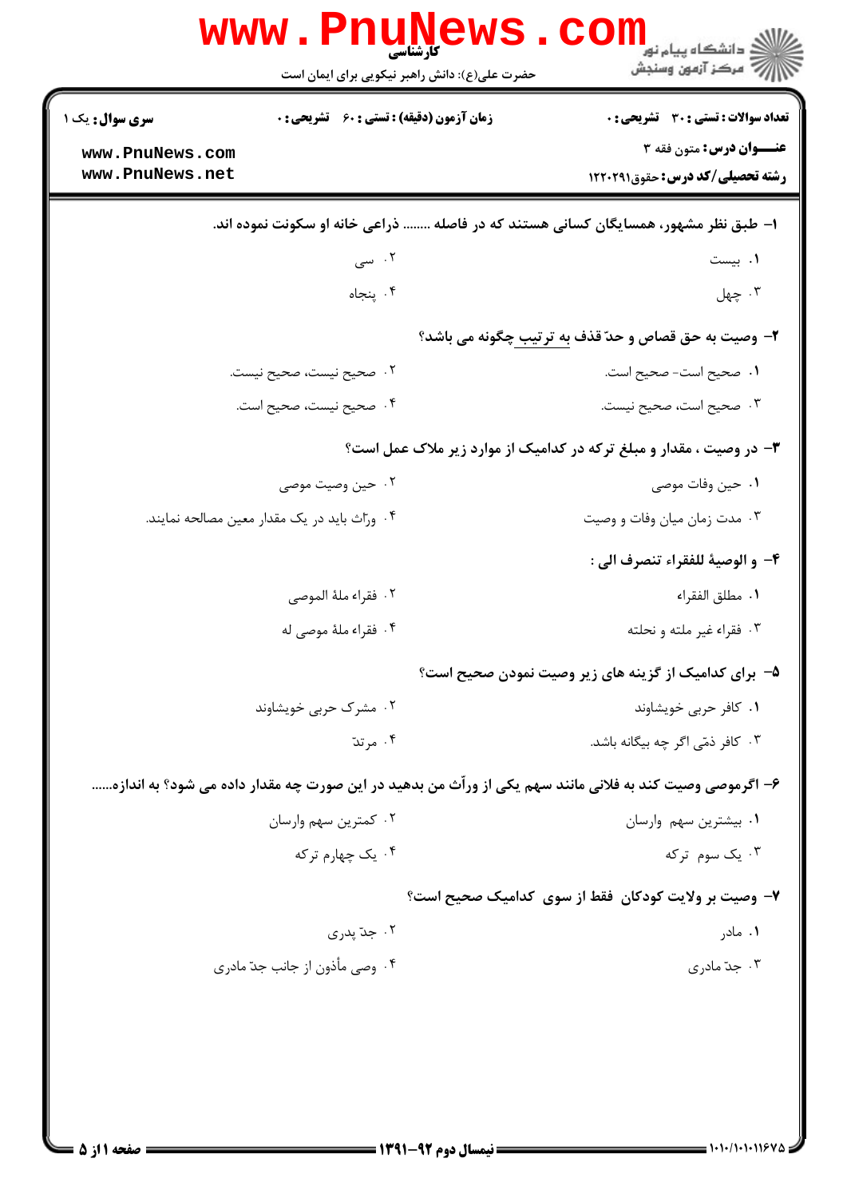**کارشناسی**

حضرت علی(ع): دانش راهبر نیکویی برای ایمان است

**سری سوال:** یک ۱

**زمان آزمون (دقیقه) : تستی : ۶۰ تشریحی : ۰**

**تعداد سوالات : تستی : ۳۰ تشریحی : ۰**

**عنـــوان درس:** متون فقه ۳

**رشته تحصیلی/کد درس:** حقوق۱۲۲۰۲۹۱

www.PnuNews.com
www.PnuNews.net

**۱- طبق نظر مشهور، همسایگان کسانی هستند که در فاصله ........ ذراعی خانه او سکونت نموده اند.**

۱. بیست

۲. سی

۳. چهل

۴. پنجاه

**۲- وصیت به حق قصاص و حدّ قذف به ترتیب چگونه می باشد؟**

۱. صحیح است- صحیح است.

۲. صحیح نیست، صحیح نیست.

۳. صحیح است، صحیح نیست.

۴. صحیح نیست، صحیح است.

**۳- در وصیت ، مقدار و مبلغ ترکه در کدامیک از موارد زیر ملاک عمل است؟**

۱. حین وفات موصی

۲. حین وصیت موصی

۳. مدت زمان میان وفات و وصیت

۴. وراّث باید در یک مقدار معین مصالحه نمایند.

**۴- و الوصیة للفقراء تنصرف الی :**

۱. مطلق الفقراء

۲. فقراء ملة الموصی

۳. فقراء غیر ملته و نحلته

۴. فقراء ملة موصی له

**۵- برای کدامیک از گزینه های زیر وصیت نمودن صحیح است؟**

۱. کافر حربی خویشاوند

۲. مشرک حربی خویشاوند

۳. کافر ذمّی اگر چه بیگانه باشد.

۴. مرتدّ

**۶- اگرموصی وصیت کند به فلانی مانند سهم یکی از وراّث من بدهید در این صورت چه مقدار داده می شود؟ به اندازه......**

۱. بیشترین سهم وارسان

۲. کمترین سهم وارسان

۳. یک سوم ترکه

۴. یک چهارم ترکه

**۷- وصیت بر ولایت کودکان فقط از سوی کدامیک صحیح است؟**

۱. مادر

۲. جدّ پدری

۳. جدّ مادری

۴. وصی مأذون از جانب جدّ مادری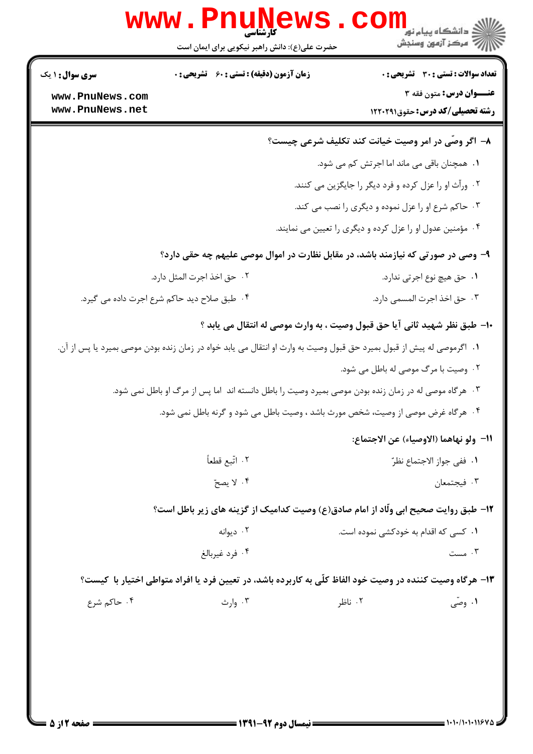**۸- اگر وصّی در امر وصیت خیانت کند تکلیف شرعی چیست؟**

۱. همچنان باقی می ماند اما اجرتش کم می شود.

۲. وراّث او را عزل کرده و فرد دیگر را جایگزین می کنند.

۳. حاکم شرع او را عزل نموده و دیگری را نصب می کند.

۴. مؤمنین عدول او را عزل کرده و دیگری را تعیین می نمایند.

**۹- وصی در صورتی که نیازمند باشد، در مقابل نظارت در اموال موصی علیهم چه حقی دارد؟**

۱. حق هیچ نوع اجرتی ندارد.

۲. حق اخذ اجرت المثل دارد.

۳. حق اخذ اجرت المسمی دارد.

۴. طبق صلاح دید حاکم شرع اجرت داده می گیرد.

**۱۰- طبق نظر شهید ثانی آیا حق قبول وصیت ، به وارث موصی له انتقال می یابد ؟**

۱. اگرموصی له پیش از قبول بمیرد حق قبول وصیت به وارث او انتقال می یابد خواه در زمان زنده بودن موصی بمیرد یا پس از آن.

۲. وصیت با مرگ موصی له باطل می شود.

۳. هرگاه موصی له در زمان زنده بودن موصی بمیرد وصیت را باطل دانسته اند اما پس از مرگ او باطل نمی شود.

۴. هرگاه غرض موصی از وصیت، شخص مورث باشد ، وصیت باطل می شود و گرنه باطل نمی شود.

**۱۱- ولو نهاهما (الاوصیاء) عن الاجتماع:**

۱. ففی جواز الاجتماع نظرّ

۲. اتّبع قطعاً

۳. فیجتمعان

۴. لا یصحّ

**۱۲- طبق روایت صحیح ابی ولّاد از امام صادق(ع) وصیت کدامیک از گزینه های زیر باطل است؟**

۱. کسی که اقدام به خودکشی نموده است.

۲. دیوانه

۳. مست

۴. فرد غیربالغ

**۱۳- هرگاه وصیت کننده در وصیت خود الفاظ کلّی به کاربرده باشد، در تعیین فرد یا افراد متواطی اختیار با کیست؟**

۱. وصّی

۲. ناظر

۳. وارث

۴. حاکم شرع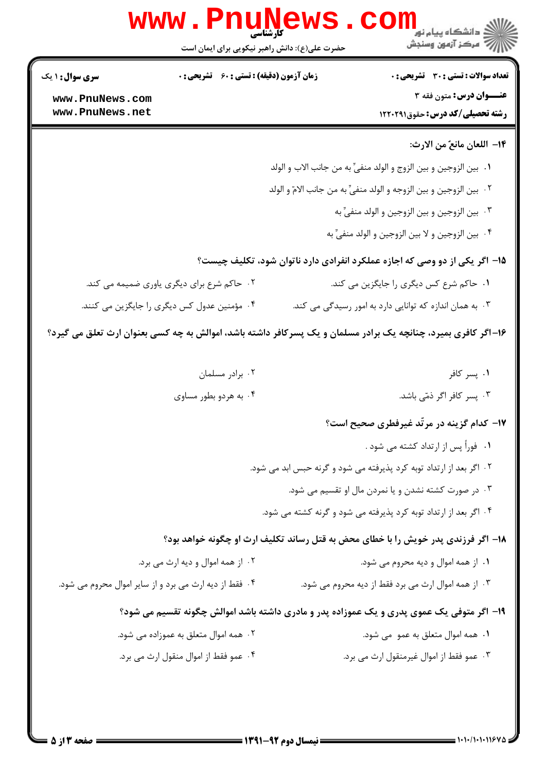**۱۴– اللعان مانعٌ من الارث:**

۱. بین الزوجین و بین الزوج و الولد منفیٌّ به من جانب الاب و الولد

۲. بین الزوجین و بین الزوجه و الولد منفیٌّ به من جانب الامّ و الولد

۳. بین الزوجین و بین الزوجین و الولد منفیٌّ به

۴. بین الزوجین و لا بین الزوجین و الولد منفیٌّ به

**۱۵– اگر یکی از دو وصی که اجازه عملکرد انفرادی دارد ناتوان شود، تکلیف چیست؟**

۱. حاکم شرع کس دیگری را جایگزین می کند.

۲. حاکم شرع برای دیگری یاوری ضمیمه می کند.

۳. به همان اندازه که توانایی دارد به امور رسیدگی می کند.

۴. مؤمنین عدول کس دیگری را جایگزین می کنند.

**۱۶–اگر کافری بمیرد، چنانچه یک برادر مسلمان و یک پسرکافر داشته باشد، اموالش به چه کسی بعنوان ارث تعلق می گیرد؟**

۱. پسر کافر

۲. برادر مسلمان

۳. پسر کافر اگر ذمّی باشد.

۴. به هردو بطور مساوی

**۱۷– کدام گزینه در مرتّد غیرفطری صحیح است؟**

۱. فوراً پس از ارتداد کشته می شود .

۲. اگر بعد از ارتداد توبه کرد پذیرفته می شود و گرنه حبس ابد می شود.

۳. در صورت کشته نشدن و یا نمردن مال او تقسیم می شود.

۴. اگر بعد از ارتداد توبه کرد پذیرفته می شود و گرنه کشته می شود.

**۱۸– اگر فرزندی پدر خویش را با خطای محض به قتل رساند تکلیف ارث او چگونه خواهد بود؟**

۱. از همه اموال و دیه محروم می شود.

۲. از همه اموال و دیه ارث می برد.

۳. از همه اموال ارث می برد فقط از دیه محروم می شود.

۴. فقط از دیه ارث می برد و از سایر اموال محروم می شود.

**۱۹– اگر متوفی یک عموی پدری و یک عموزاده پدر و مادری داشته باشد اموالش چگونه تقسیم می شود؟**

۱. همه اموال متعلق به عمو می شود.

۲. همه اموال متعلق به عموزاده می شود.

۳. عمو فقط از اموال غیرمنقول ارث می برد.

۴. عمو فقط از اموال منقول ارث می برد.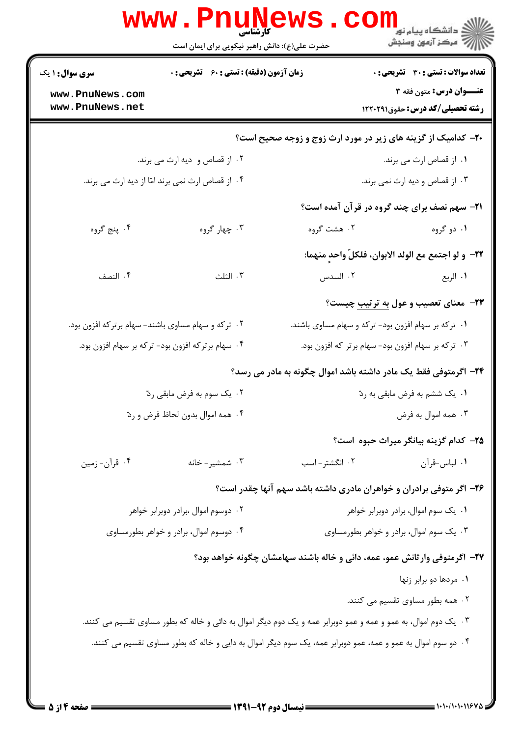**سری سوال:** ۱ یک | **زمان آزمون (دقیقه):** تستی: ۶۰ تشریحی: ۰ | **تعداد سوالات:** تستی: ۳۰ تشریحی: ۰

**عنـــوان درس:** متون فقه ۳

**رشته تحصیلی/کد درس:** حقوق۱۲۲۰۲۹۱

---

**۲۰- کدامیک از گزینه های زیر در مورد ارث زوج و زوجه صحیح است؟**

۱. از قصاص ارث می برند.

۲. از قصاص و دیه ارث می برند.

۳. از قصاص و دیه ارث نمی برند.

۴. از قصاص ارث نمی برند امّا از دیه ارث می برند.

**۲۱- سهم نصف برای چند گروه در قرآن آمده است؟**

۱. دو گروه

۲. هشت گروه

۳. چهار گروه

۴. پنج گروه

**۲۲- و لو اجتمع مع الولد الابوان، فلکلّ واحدٍ منهما:**

۱. الربع

۲. السدس

۳. الثلث

۴. النصف

**۲۳- معنای تعصیب و عول به ترتیب چیست؟**

۱. ترکه بر سهام افزون بود- ترکه و سهام مساوی باشند.

۲. ترکه و سهام مساوی باشند- سهام برترکه افزون بود.

۳. ترکه بر سهام افزون بود- سهام برتر که افزون بود.

۴. سهام برترکه افزون بود- ترکه بر سهام افزون بود.

**۲۴- اگرمتوفی فقط یک مادر داشته باشد اموال چگونه به مادر می رسد؟**

۱. یک ششم به فرض مابقی به ردّ

۲. یک سوم به فرض مابقی ردّ

۳. همه اموال به فرض

۴. همه اموال بدون لحاظ فرض و ردّ

**۲۵- کدام گزینه بیانگر میراث حبوه است؟**

۱. لباس-قرآن

۲. انگشتر- اسب

۳. شمشیر- خانه

۴. قرآن- زمین

**۲۶- اگر متوفی برادران و خواهران مادری داشته باشد سهم آنها چقدر است؟**

۱. یک سوم اموال، برادر دوبرابر خواهر

۲. دوسوم اموال ،برادر دوبرابر خواهر

۳. یک سوم اموال، برادر و خواهر بطورمساوی

۴. دوسوم اموال، برادر و خواهر بطورمساوی

**۲۷- اگرمتوفی وارثانش عمو، عمه، دائی و خاله باشند سهامشان چگونه خواهد بود؟**

۱. مردها دو برابر زنها

۲. همه بطور مساوی تقسیم می کنند.

۳. یک دوم اموال، به عمو و عمه و عمو دوبرابر عمه و یک دوم دیگر اموال به دائی و خاله که بطور مساوی تقسیم می کنند.

۴. دو سوم اموال به عمو و عمه، عمو دوبرابر عمه، یک سوم دیگر اموال به دایی و خاله که بطور مساوی تقسیم می کنند.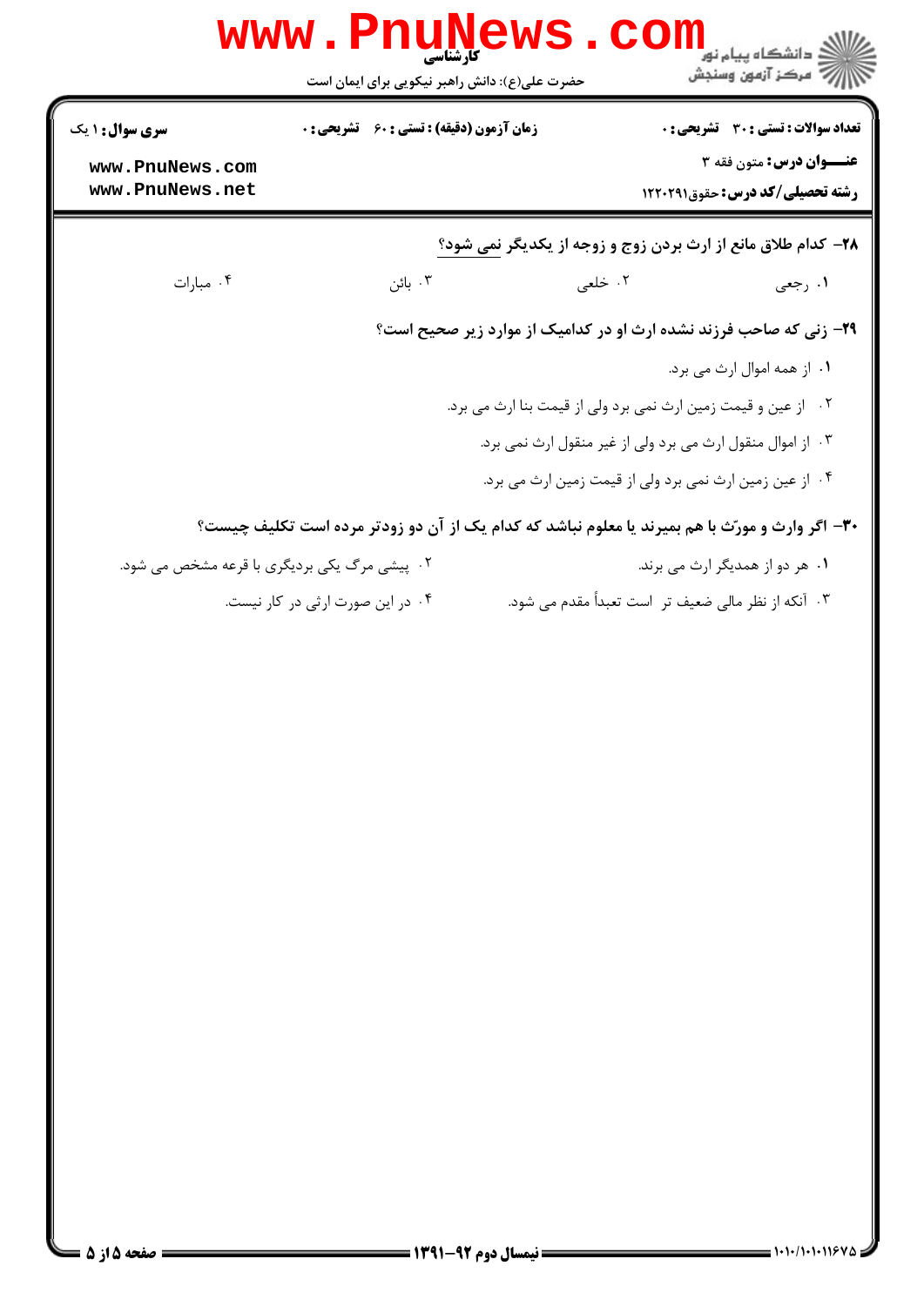**۲۸- کدام طلاق مانع از ارث بردن زوج و زوجه از یکدیگر نمی شود؟**

۱. رجعی
۲. خلعی
۳. بائن
۴. مبارات

**۲۹- زنی که صاحب فرزند نشده ارث او در کدامیک از موارد زیر صحیح است؟**

۱. از همه اموال ارث می برد.
۲. از عین و قیمت زمین ارث نمی برد ولی از قیمت بنا ارث می برد.
۳. از اموال منقول ارث می برد ولی از غیر منقول ارث نمی برد.
۴. از عین زمین ارث نمی برد ولی از قیمت زمین ارث می برد.

**۳۰- اگر وارث و مورّث با هم بمیرند یا معلوم نباشد که کدام یک از آن دو زودتر مرده است تکلیف چیست؟**

۱. هر دو از همدیگر ارث می برند.
۲. پیشی مرگ یکی بردیگری با قرعه مشخص می شود.
۳. آنکه از نظر مالی ضعیف تر است تعبداً مقدم می شود.
۴. در این صورت ارثی در کار نیست.